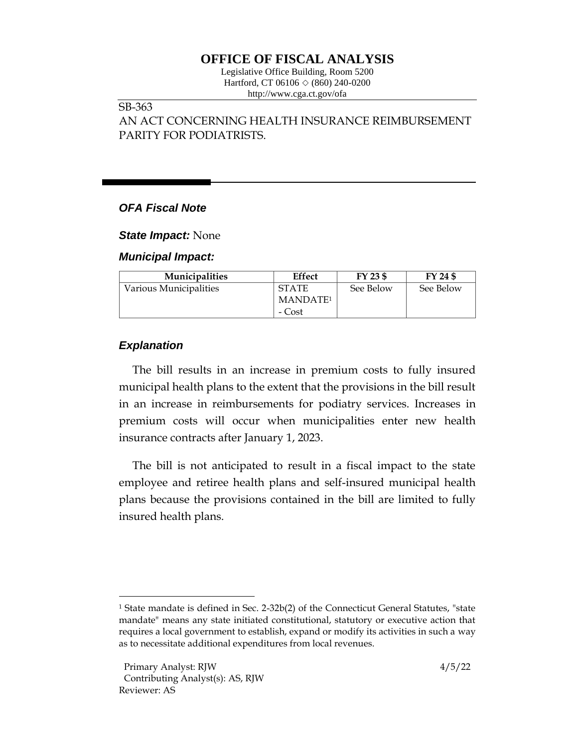# OFFICE OF FISCAL ANALYSIS

Legislative Office Building, Room 5200
Hartford, CT 06106 ◇ (860) 240-0200
http://www.cga.ct.gov/ofa

SB-363
AN ACT CONCERNING HEALTH INSURANCE REIMBURSEMENT PARITY FOR PODIATRISTS.

### *OFA Fiscal Note*

***State Impact:*** None

***Municipal Impact:***

| Municipalities | Effect | FY 23 $ | FY 24 $ |
|---|---|---|---|
| Various Municipalities | STATE MANDATE[1] - Cost | See Below | See Below |

### *Explanation*

The bill results in an increase in premium costs to fully insured municipal health plans to the extent that the provisions in the bill result in an increase in reimbursements for podiatry services. Increases in premium costs will occur when municipalities enter new health insurance contracts after January 1, 2023.

The bill is not anticipated to result in a fiscal impact to the state employee and retiree health plans and self-insured municipal health plans because the provisions contained in the bill are limited to fully insured health plans.

[1] State mandate is defined in Sec. 2-32b(2) of the Connecticut General Statutes, "state mandate" means any state initiated constitutional, statutory or executive action that requires a local government to establish, expand or modify its activities in such a way as to necessitate additional expenditures from local revenues.

Primary Analyst: RJW
Contributing Analyst(s): AS, RJW
Reviewer: AS

4/5/22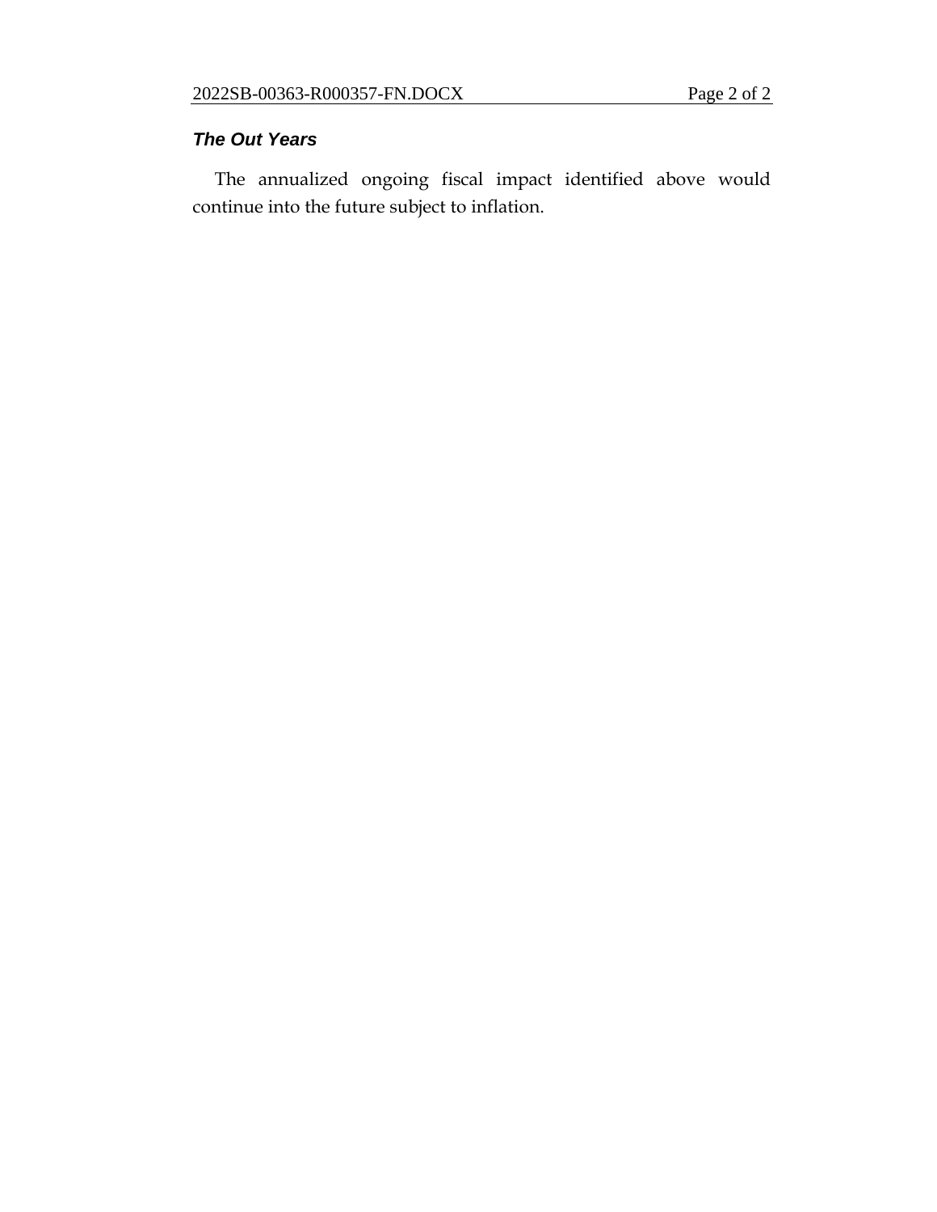***The Out Years***

The annualized ongoing fiscal impact identified above would continue into the future subject to inflation.